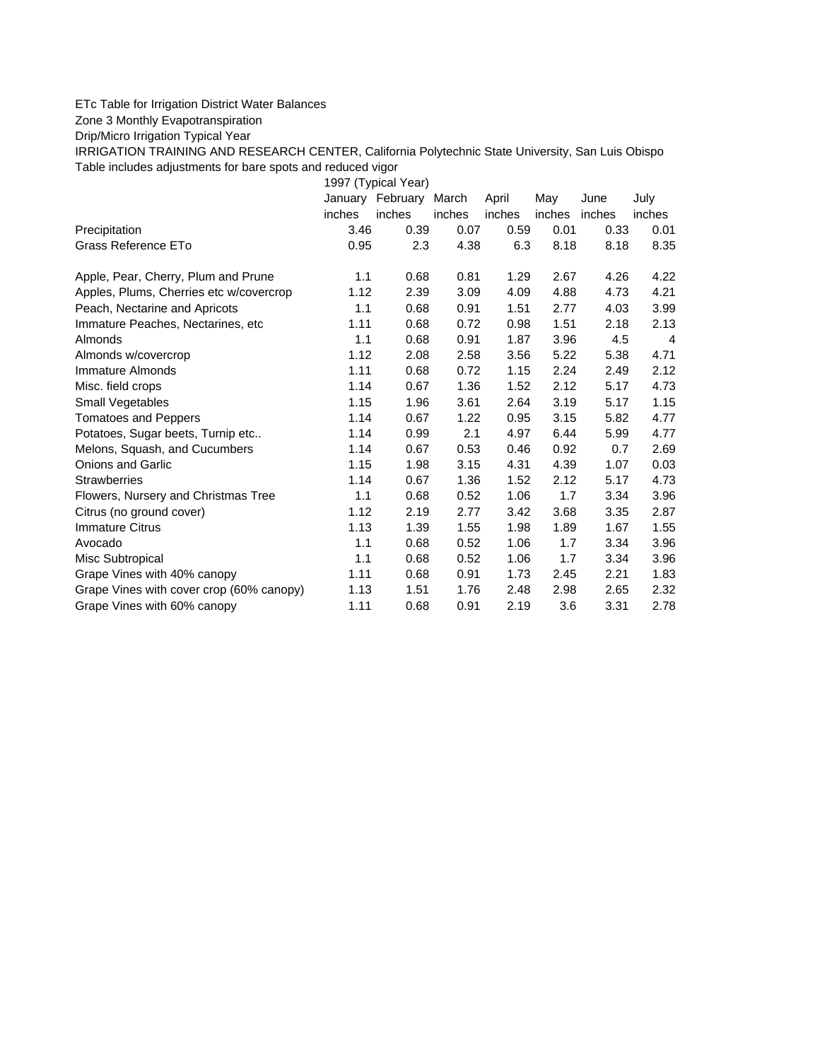ETc Table for Irrigation District Water Balances

Zone 3 Monthly Evapotranspiration

Drip/Micro Irrigation Typical Year

IRRIGATION TRAINING AND RESEARCH CENTER, California Polytechnic State University, San Luis Obispo

Table includes adjustments for bare spots and reduced vigor

| | 1997 (Typical Year) | | | | | | |
|---|---|---|---|---|---|---|---|
| | January | February | March | April | May | June | July |
| | inches | inches | inches | inches | inches | inches | inches |
| Precipitation | 3.46 | 0.39 | 0.07 | 0.59 | 0.01 | 0.33 | 0.01 |
| Grass Reference ETo | 0.95 | 2.3 | 4.38 | 6.3 | 8.18 | 8.18 | 8.35 |
| | | | | | | | |
| Apple, Pear, Cherry, Plum and Prune | 1.1 | 0.68 | 0.81 | 1.29 | 2.67 | 4.26 | 4.22 |
| Apples, Plums, Cherries etc w/covercrop | 1.12 | 2.39 | 3.09 | 4.09 | 4.88 | 4.73 | 4.21 |
| Peach, Nectarine and Apricots | 1.1 | 0.68 | 0.91 | 1.51 | 2.77 | 4.03 | 3.99 |
| Immature Peaches, Nectarines, etc | 1.11 | 0.68 | 0.72 | 0.98 | 1.51 | 2.18 | 2.13 |
| Almonds | 1.1 | 0.68 | 0.91 | 1.87 | 3.96 | 4.5 | 4 |
| Almonds w/covercrop | 1.12 | 2.08 | 2.58 | 3.56 | 5.22 | 5.38 | 4.71 |
| Immature Almonds | 1.11 | 0.68 | 0.72 | 1.15 | 2.24 | 2.49 | 2.12 |
| Misc. field crops | 1.14 | 0.67 | 1.36 | 1.52 | 2.12 | 5.17 | 4.73 |
| Small Vegetables | 1.15 | 1.96 | 3.61 | 2.64 | 3.19 | 5.17 | 1.15 |
| Tomatoes and Peppers | 1.14 | 0.67 | 1.22 | 0.95 | 3.15 | 5.82 | 4.77 |
| Potatoes, Sugar beets, Turnip etc.. | 1.14 | 0.99 | 2.1 | 4.97 | 6.44 | 5.99 | 4.77 |
| Melons, Squash, and Cucumbers | 1.14 | 0.67 | 0.53 | 0.46 | 0.92 | 0.7 | 2.69 |
| Onions and Garlic | 1.15 | 1.98 | 3.15 | 4.31 | 4.39 | 1.07 | 0.03 |
| Strawberries | 1.14 | 0.67 | 1.36 | 1.52 | 2.12 | 5.17 | 4.73 |
| Flowers, Nursery and Christmas Tree | 1.1 | 0.68 | 0.52 | 1.06 | 1.7 | 3.34 | 3.96 |
| Citrus (no ground cover) | 1.12 | 2.19 | 2.77 | 3.42 | 3.68 | 3.35 | 2.87 |
| Immature Citrus | 1.13 | 1.39 | 1.55 | 1.98 | 1.89 | 1.67 | 1.55 |
| Avocado | 1.1 | 0.68 | 0.52 | 1.06 | 1.7 | 3.34 | 3.96 |
| Misc Subtropical | 1.1 | 0.68 | 0.52 | 1.06 | 1.7 | 3.34 | 3.96 |
| Grape Vines with 40% canopy | 1.11 | 0.68 | 0.91 | 1.73 | 2.45 | 2.21 | 1.83 |
| Grape Vines with cover crop (60% canopy) | 1.13 | 1.51 | 1.76 | 2.48 | 2.98 | 2.65 | 2.32 |
| Grape Vines with 60% canopy | 1.11 | 0.68 | 0.91 | 2.19 | 3.6 | 3.31 | 2.78 |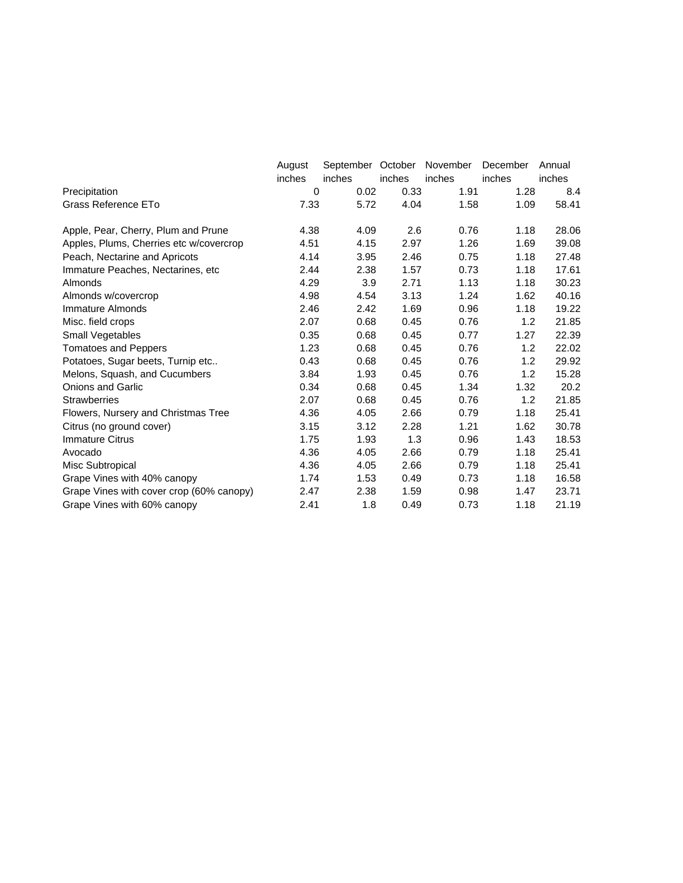| | August inches | September inches | October inches | November inches | December inches | Annual inches |
|---|---|---|---|---|---|---|
| Precipitation | 0 | 0.02 | 0.33 | 1.91 | 1.28 | 8.4 |
| Grass Reference ETo | 7.33 | 5.72 | 4.04 | 1.58 | 1.09 | 58.41 |
| | | | | | | |
| Apple, Pear, Cherry, Plum and Prune | 4.38 | 4.09 | 2.6 | 0.76 | 1.18 | 28.06 |
| Apples, Plums, Cherries etc w/covercrop | 4.51 | 4.15 | 2.97 | 1.26 | 1.69 | 39.08 |
| Peach, Nectarine and Apricots | 4.14 | 3.95 | 2.46 | 0.75 | 1.18 | 27.48 |
| Immature Peaches, Nectarines, etc | 2.44 | 2.38 | 1.57 | 0.73 | 1.18 | 17.61 |
| Almonds | 4.29 | 3.9 | 2.71 | 1.13 | 1.18 | 30.23 |
| Almonds w/covercrop | 4.98 | 4.54 | 3.13 | 1.24 | 1.62 | 40.16 |
| Immature Almonds | 2.46 | 2.42 | 1.69 | 0.96 | 1.18 | 19.22 |
| Misc. field crops | 2.07 | 0.68 | 0.45 | 0.76 | 1.2 | 21.85 |
| Small Vegetables | 0.35 | 0.68 | 0.45 | 0.77 | 1.27 | 22.39 |
| Tomatoes and Peppers | 1.23 | 0.68 | 0.45 | 0.76 | 1.2 | 22.02 |
| Potatoes, Sugar beets, Turnip etc.. | 0.43 | 0.68 | 0.45 | 0.76 | 1.2 | 29.92 |
| Melons, Squash, and Cucumbers | 3.84 | 1.93 | 0.45 | 0.76 | 1.2 | 15.28 |
| Onions and Garlic | 0.34 | 0.68 | 0.45 | 1.34 | 1.32 | 20.2 |
| Strawberries | 2.07 | 0.68 | 0.45 | 0.76 | 1.2 | 21.85 |
| Flowers, Nursery and Christmas Tree | 4.36 | 4.05 | 2.66 | 0.79 | 1.18 | 25.41 |
| Citrus (no ground cover) | 3.15 | 3.12 | 2.28 | 1.21 | 1.62 | 30.78 |
| Immature Citrus | 1.75 | 1.93 | 1.3 | 0.96 | 1.43 | 18.53 |
| Avocado | 4.36 | 4.05 | 2.66 | 0.79 | 1.18 | 25.41 |
| Misc Subtropical | 4.36 | 4.05 | 2.66 | 0.79 | 1.18 | 25.41 |
| Grape Vines with 40% canopy | 1.74 | 1.53 | 0.49 | 0.73 | 1.18 | 16.58 |
| Grape Vines with cover crop (60% canopy) | 2.47 | 2.38 | 1.59 | 0.98 | 1.47 | 23.71 |
| Grape Vines with 60% canopy | 2.41 | 1.8 | 0.49 | 0.73 | 1.18 | 21.19 |